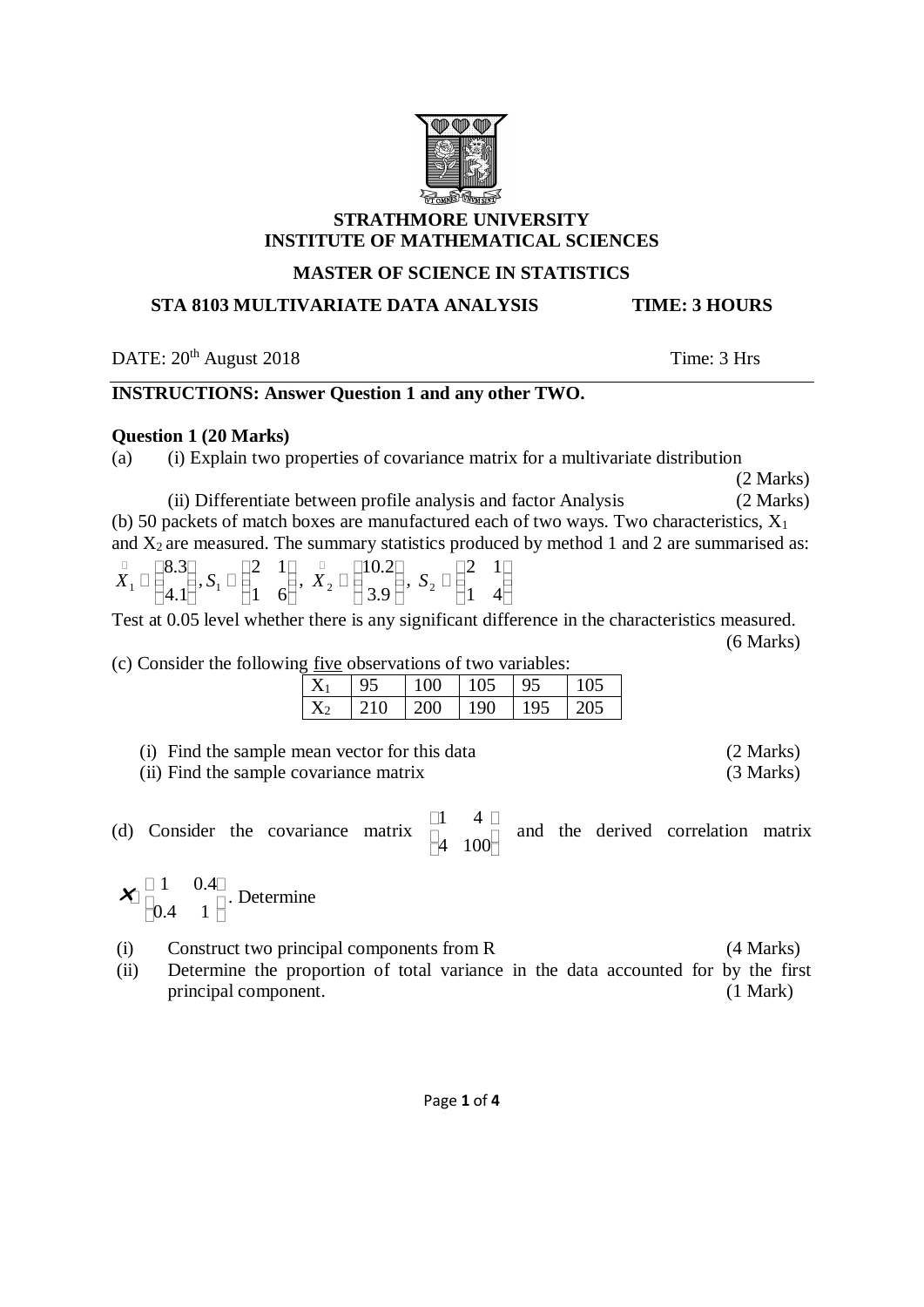**STRATHMORE UNIVERSITY**
**INSTITUTE OF MATHEMATICAL SCIENCES**

**MASTER OF SCIENCE IN STATISTICS**

**STA 8103 MULTIVARIATE DATA ANALYSIS TIME: 3 HOURS**

DATE: 20th August 2018 Time: 3 Hrs

---

**INSTRUCTIONS: Answer Question 1 and any other TWO.**

**Question 1 (20 Marks)**

(a) (i) Explain two properties of covariance matrix for a multivariate distribution (2 Marks)

(ii) Differentiate between profile analysis and factor Analysis (2 Marks)

(b) 50 packets of match boxes are manufactured each of two ways. Two characteristics, $X_1$ and $X_2$ are measured. The summary statistics produced by method 1 and 2 are summarised as:

$$\bar{X}_1 = \begin{bmatrix} 8.3 \\ 4.1 \end{bmatrix}, S_1 = \begin{bmatrix} 2 & 1 \\ 1 & 6 \end{bmatrix}, \bar{X}_2 = \begin{bmatrix} 10.2 \\ 3.9 \end{bmatrix}, S_2 = \begin{bmatrix} 2 & 1 \\ 1 & 4 \end{bmatrix}$$

Test at 0.05 level whether there is any significant difference in the characteristics measured. (6 Marks)

(c) Consider the following five observations of two variables:

| $X_1$ | 95 | 100 | 105 | 95 | 105 |
|---|---|---|---|---|---|
| $X_2$ | 210 | 200 | 190 | 195 | 205 |

(i) Find the sample mean vector for this data (2 Marks)

(ii) Find the sample covariance matrix (3 Marks)

(d) Consider the covariance matrix $\begin{bmatrix} 1 & 4 \\ 4 & 100 \end{bmatrix}$ and the derived correlation matrix $\mathbf{R} = \begin{bmatrix} 1 & 0.4 \\ 0.4 & 1 \end{bmatrix}$. Determine

(i) Construct two principal components from R (4 Marks)

(ii) Determine the proportion of total variance in the data accounted for by the first principal component. (1 Mark)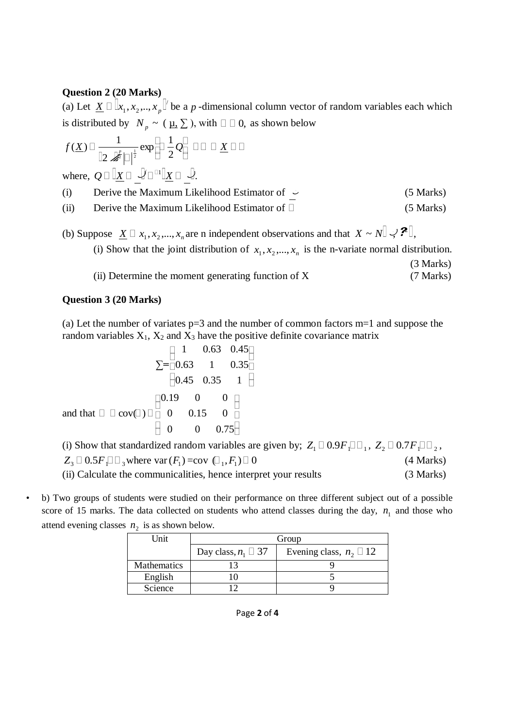**Question 2 (20 Marks)**

(a) Let $\underline{X} = (x_1, x_2, .., x_p)'$ be a $p$-dimensional column vector of random variables each which is distributed by $N_p \sim (\underline{\mu}, \Sigma)$, with $\Sigma > 0$, as shown below

$$f(\underline{X}) = \frac{1}{(2\pi)^{\frac{p}{2}} |\Sigma|^{\frac{1}{2}}} \exp\left(-\frac{1}{2}Q\right) \quad -\infty < \underline{X} < \infty$$

where, $Q = (\underline{X} - \underline{\mu})' \Sigma^{-1} (\underline{X} - \underline{\mu})$.

(i) Derive the Maximum Likelihood Estimator of $\underline{\mu}$ (5 Marks)

(ii) Derive the Maximum Likelihood Estimator of $\Sigma$ (5 Marks)

(b) Suppose $\underline{X} = x_1, x_2, ..., x_n$ are n independent observations and that $X \sim N(\mu, \sigma^2)$,

(i) Show that the joint distribution of $x_1, x_2, ..., x_n$ is the n-variate normal distribution. (3 Marks)

(ii) Determine the moment generating function of X (7 Marks)

**Question 3 (20 Marks)**

(a) Let the number of variates p=3 and the number of common factors m=1 and suppose the random variables $X_1$, $X_2$ and $X_3$ have the positive definite covariance matrix

$$\Sigma = \begin{pmatrix} 1 & 0.63 & 0.45 \\ 0.63 & 1 & 0.35 \\ 0.45 & 0.35 & 1 \end{pmatrix}$$

and that $\psi = \text{cov}(\varepsilon) = \begin{pmatrix} 0.19 & 0 & 0 \\ 0 & 0.15 & 0 \\ 0 & 0 & 0.75 \end{pmatrix}$

(i) Show that standardized random variables are given by; $Z_1 = 0.9F_1 + \varepsilon_1$, $Z_2 = 0.7F_1 + \varepsilon_2$, $Z_3 = 0.5F_1 + \varepsilon_3$ where $\text{var}(F_1) = \text{cov}(\varepsilon_1, F_1) = 0$ (4 Marks)

(ii) Calculate the communicalities, hence interpret your results (3 Marks)

- b) Two groups of students were studied on their performance on three different subject out of a possible score of 15 marks. The data collected on students who attend classes during the day, $n_1$ and those who attend evening classes $n_2$ is as shown below.

| Unit | Group | |
|---|---|---|
| | Day class, $n_1 = 37$ | Evening class, $n_2 = 12$ |
| Mathematics | 13 | 9 |
| English | 10 | 5 |
| Science | 12 | 9 |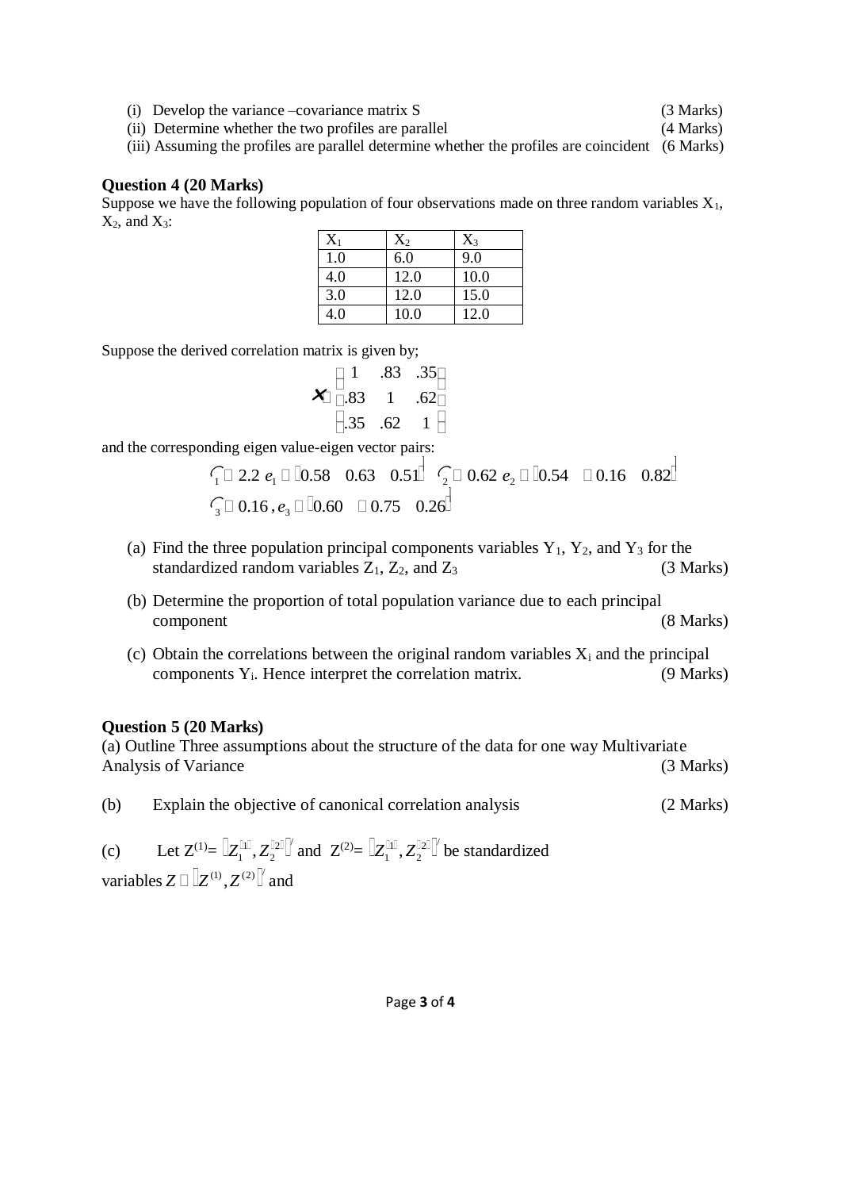(i) Develop the variance –covariance matrix S (3 Marks)

(ii) Determine whether the two profiles are parallel (4 Marks)

(iii) Assuming the profiles are parallel determine whether the profiles are coincident (6 Marks)

**Question 4 (20 Marks)**

Suppose we have the following population of four observations made on three random variables $X_1$, $X_2$, and $X_3$:

| $X_1$ | $X_2$ | $X_3$ |
|---|---|---|
| 1.0 | 6.0 | 9.0 |
| 4.0 | 12.0 | 10.0 |
| 3.0 | 12.0 | 15.0 |
| 4.0 | 10.0 | 12.0 |

Suppose the derived correlation matrix is given by;

$$\rho = \begin{bmatrix} 1 & .83 & .35 \\ .83 & 1 & .62 \\ .35 & .62 & 1 \end{bmatrix}$$

and the corresponding eigen value-eigen vector pairs:

$$\lambda_1 = 2.2 \quad e_1 = [0.58 \quad 0.63 \quad 0.51]' \quad \lambda_2 = 0.62 \quad e_2 = [-0.54 \quad -0.16 \quad 0.82]'$$

$$\lambda_3 = 0.16 \,, e_3 = [0.60 \quad -0.75 \quad 0.26]'$$

(a) Find the three population principal components variables $Y_1$, $Y_2$, and $Y_3$ for the standardized random variables $Z_1$, $Z_2$, and $Z_3$ (3 Marks)

(b) Determine the proportion of total population variance due to each principal component (8 Marks)

(c) Obtain the correlations between the original random variables $X_i$ and the principal components $Y_i$. Hence interpret the correlation matrix. (9 Marks)

**Question 5 (20 Marks)**

(a) Outline Three assumptions about the structure of the data for one way Multivariate Analysis of Variance (3 Marks)

(b) Explain the objective of canonical correlation analysis (2 Marks)

(c) Let $Z^{(1)} = \left[Z_1^{(1)}, Z_2^{(2)}\right]'$ and $Z^{(2)} = \left[Z_1^{(1)}, Z_2^{(2)}\right]'$ be standardized variables $Z = \left[Z^{(1)}, Z^{(2)}\right]'$ and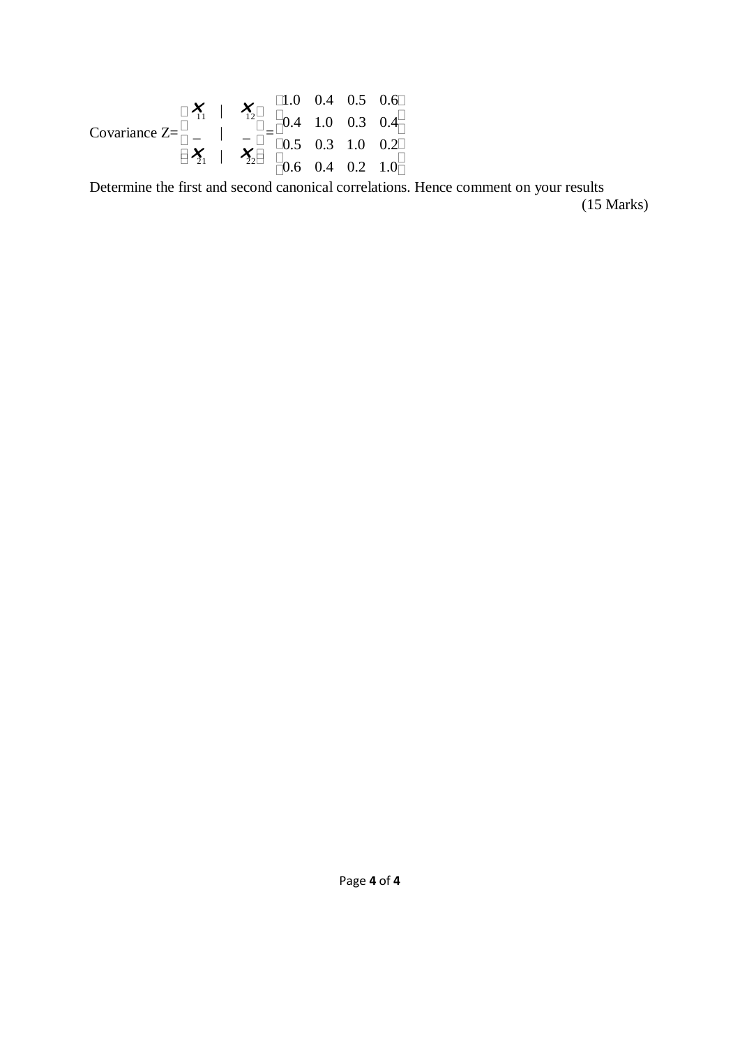$$\text{Covariance } Z = \begin{bmatrix} \Sigma_{11} & | & \Sigma_{12} \\ - & | & - \\ \Sigma_{21} & | & \Sigma_{22} \end{bmatrix} = \begin{bmatrix} 1.0 & 0.4 & 0.5 & 0.6 \\ 0.4 & 1.0 & 0.3 & 0.4 \\ 0.5 & 0.3 & 1.0 & 0.2 \\ 0.6 & 0.4 & 0.2 & 1.0 \end{bmatrix}$$

Determine the first and second canonical correlations. Hence comment on your results

(15 Marks)